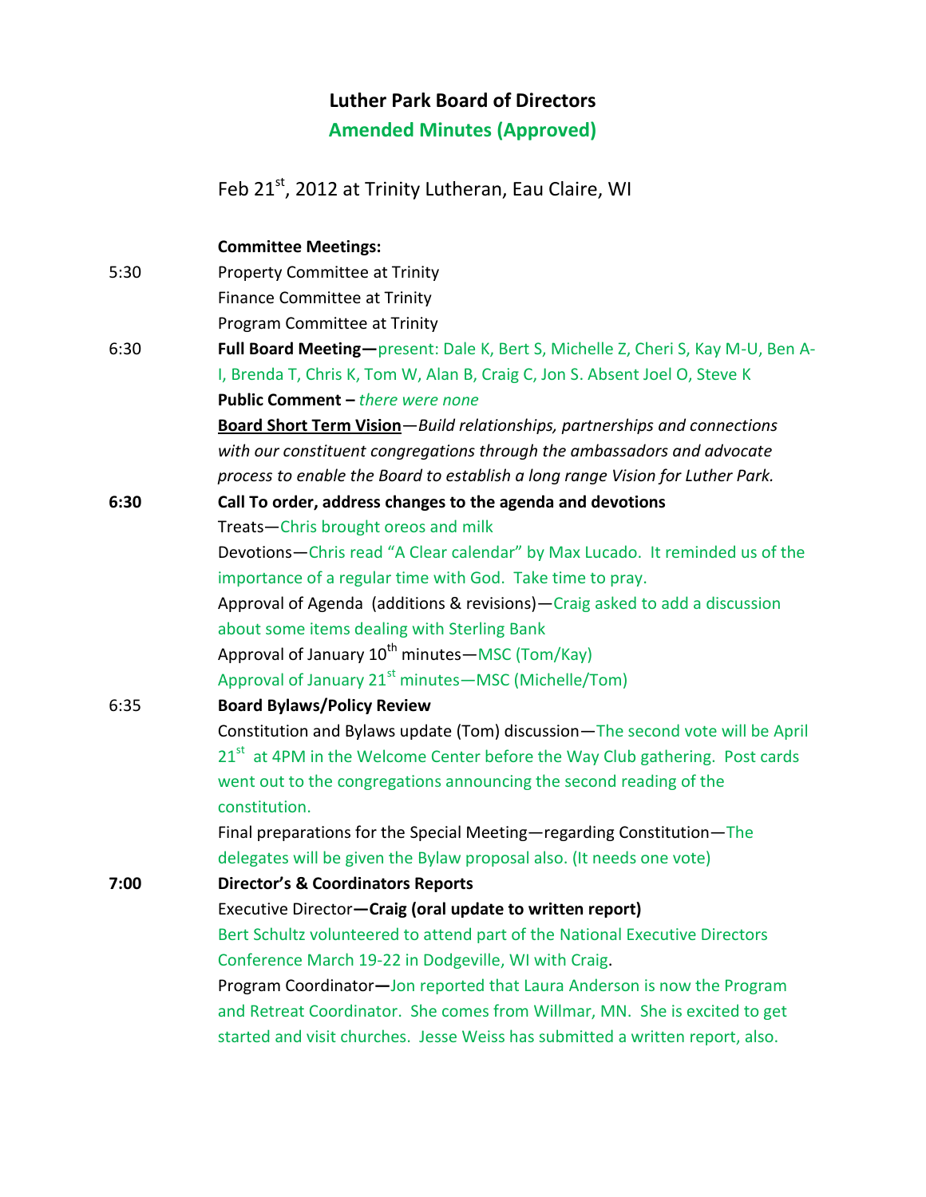# Luther Park Board of Directors

## Amended Minutes (Approved)

Feb 21st, 2012 at Trinity Lutheran, Eau Claire, WI

**Committee Meetings:**

5:30 Property Committee at Trinity
Finance Committee at Trinity
Program Committee at Trinity

6:30 **Full Board Meeting—**present: Dale K, Bert S, Michelle Z, Cheri S, Kay M-U, Ben A-I, Brenda T, Chris K, Tom W, Alan B, Craig C, Jon S. Absent Joel O, Steve K

**Public Comment –** *there were none*

**Board Short Term Vision**—*Build relationships, partnerships and connections with our constituent congregations through the ambassadors and advocate process to enable the Board to establish a long range Vision for Luther Park.*

**6:30 Call To order, address changes to the agenda and devotions**

Treats—Chris brought oreos and milk

Devotions—Chris read "A Clear calendar" by Max Lucado. It reminded us of the importance of a regular time with God. Take time to pray.

Approval of Agenda (additions & revisions)—Craig asked to add a discussion about some items dealing with Sterling Bank

Approval of January 10th minutes—MSC (Tom/Kay)

Approval of January 21st minutes—MSC (Michelle/Tom)

6:35 **Board Bylaws/Policy Review**

Constitution and Bylaws update (Tom) discussion—The second vote will be April 21st at 4PM in the Welcome Center before the Way Club gathering. Post cards went out to the congregations announcing the second reading of the constitution.

Final preparations for the Special Meeting—regarding Constitution—The delegates will be given the Bylaw proposal also. (It needs one vote)

**7:00 Director's & Coordinators Reports**

Executive Director**—Craig (oral update to written report)**

Bert Schultz volunteered to attend part of the National Executive Directors Conference March 19-22 in Dodgeville, WI with Craig.

Program Coordinator**—**Jon reported that Laura Anderson is now the Program and Retreat Coordinator. She comes from Willmar, MN. She is excited to get started and visit churches. Jesse Weiss has submitted a written report, also.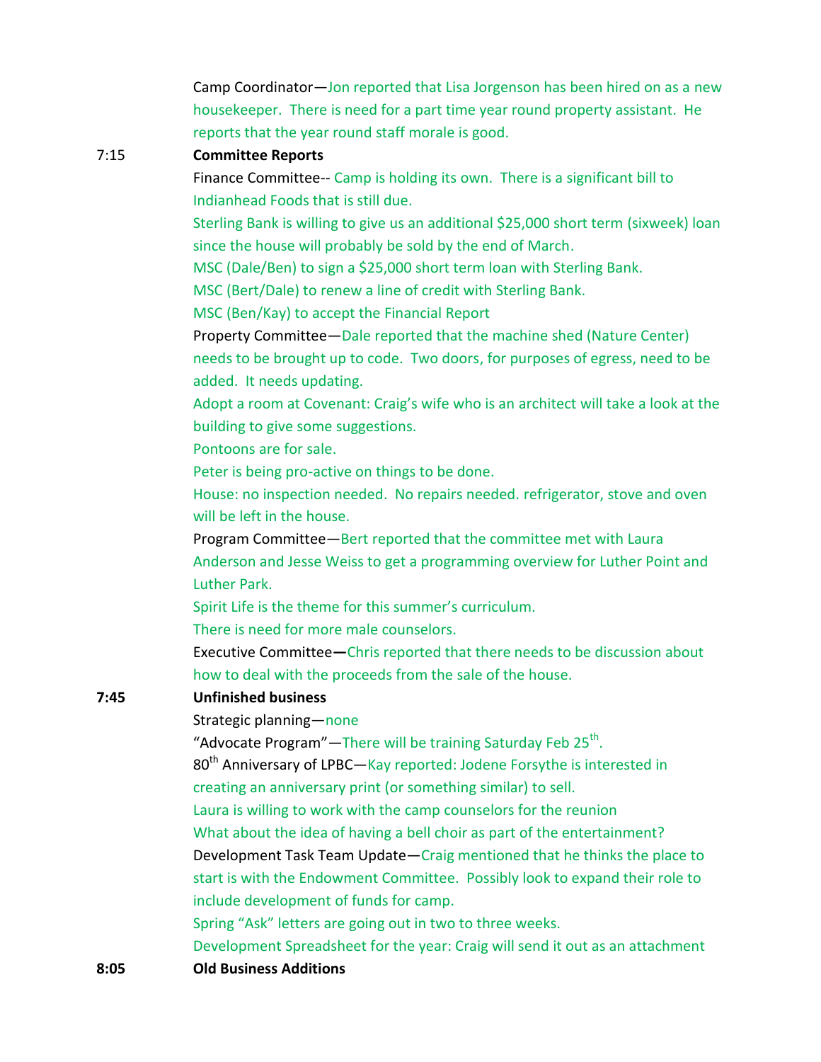Camp Coordinator—Jon reported that Lisa Jorgenson has been hired on as a new housekeeper. There is need for a part time year round property assistant. He reports that the year round staff morale is good.

7:15 **Committee Reports**

Finance Committee-- Camp is holding its own. There is a significant bill to Indianhead Foods that is still due.

Sterling Bank is willing to give us an additional $25,000 short term (sixweek) loan since the house will probably be sold by the end of March.

MSC (Dale/Ben) to sign a $25,000 short term loan with Sterling Bank.

MSC (Bert/Dale) to renew a line of credit with Sterling Bank.

MSC (Ben/Kay) to accept the Financial Report

Property Committee—Dale reported that the machine shed (Nature Center) needs to be brought up to code. Two doors, for purposes of egress, need to be added. It needs updating.

Adopt a room at Covenant: Craig's wife who is an architect will take a look at the building to give some suggestions.

Pontoons are for sale.

Peter is being pro-active on things to be done.

House: no inspection needed. No repairs needed. refrigerator, stove and oven will be left in the house.

Program Committee—Bert reported that the committee met with Laura Anderson and Jesse Weiss to get a programming overview for Luther Point and Luther Park.

Spirit Life is the theme for this summer's curriculum.

There is need for more male counselors.

Executive Committee—Chris reported that there needs to be discussion about how to deal with the proceeds from the sale of the house.

**7:45** **Unfinished business**

Strategic planning—none

"Advocate Program"—There will be training Saturday Feb 25th.

80th Anniversary of LPBC—Kay reported: Jodene Forsythe is interested in creating an anniversary print (or something similar) to sell.

Laura is willing to work with the camp counselors for the reunion

What about the idea of having a bell choir as part of the entertainment?

Development Task Team Update—Craig mentioned that he thinks the place to start is with the Endowment Committee. Possibly look to expand their role to include development of funds for camp.

Spring "Ask" letters are going out in two to three weeks.

Development Spreadsheet for the year: Craig will send it out as an attachment

**8:05** **Old Business Additions**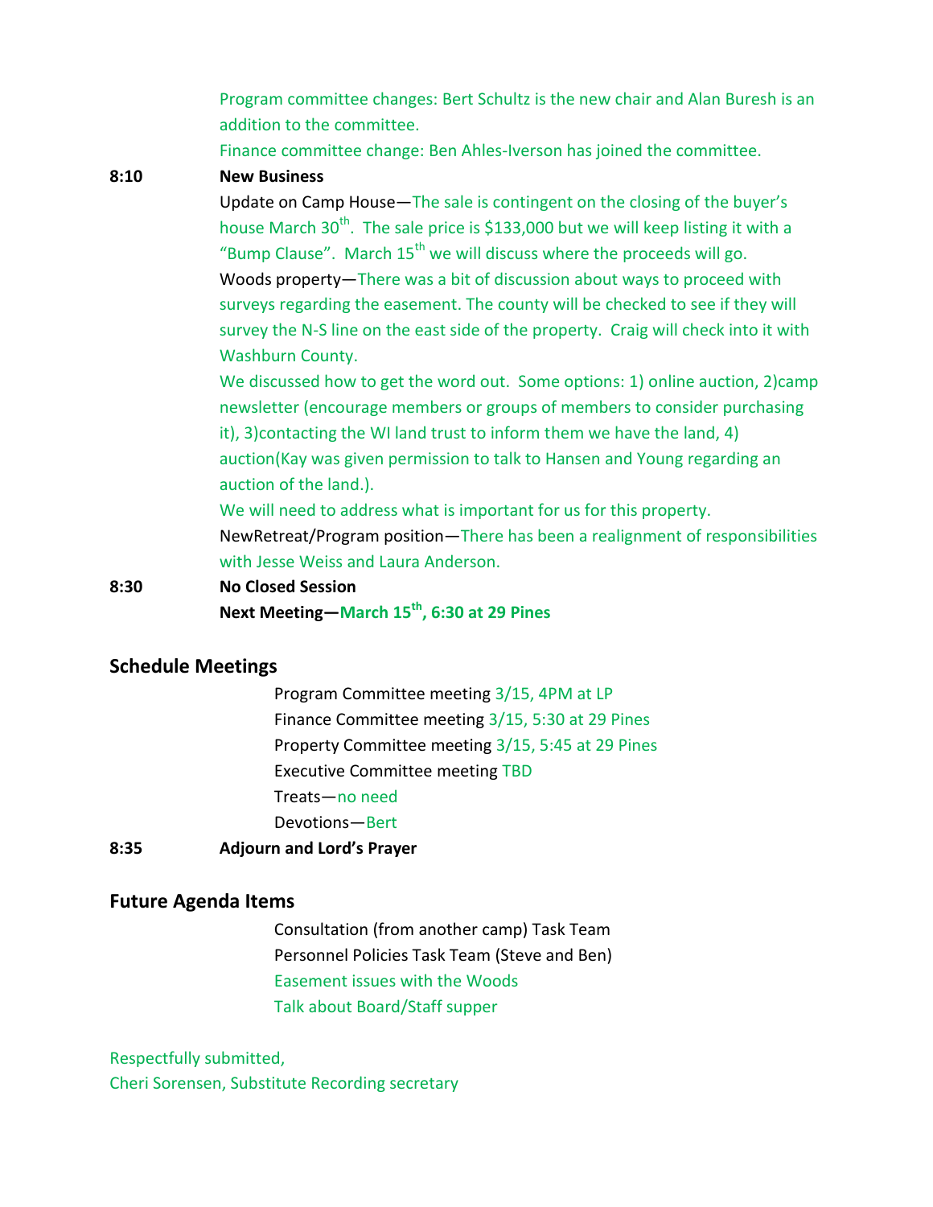Program committee changes: Bert Schultz is the new chair and Alan Buresh is an addition to the committee.

Finance committee change: Ben Ahles-Iverson has joined the committee.

**8:10 New Business**

Update on Camp House—The sale is contingent on the closing of the buyer's house March 30th. The sale price is $133,000 but we will keep listing it with a "Bump Clause". March 15th we will discuss where the proceeds will go.

Woods property—There was a bit of discussion about ways to proceed with surveys regarding the easement. The county will be checked to see if they will survey the N-S line on the east side of the property. Craig will check into it with Washburn County.

We discussed how to get the word out. Some options: 1) online auction, 2)camp newsletter (encourage members or groups of members to consider purchasing it), 3)contacting the WI land trust to inform them we have the land, 4) auction(Kay was given permission to talk to Hansen and Young regarding an auction of the land.).

We will need to address what is important for us for this property.

NewRetreat/Program position—There has been a realignment of responsibilities with Jesse Weiss and Laura Anderson.

**8:30 No Closed Session**

**Next Meeting—March 15th, 6:30 at 29 Pines**

## Schedule Meetings

Program Committee meeting 3/15, 4PM at LP
Finance Committee meeting 3/15, 5:30 at 29 Pines
Property Committee meeting 3/15, 5:45 at 29 Pines
Executive Committee meeting TBD
Treats—no need
Devotions—Bert

**8:35 Adjourn and Lord's Prayer**

## Future Agenda Items

Consultation (from another camp) Task Team
Personnel Policies Task Team (Steve and Ben)
Easement issues with the Woods
Talk about Board/Staff supper

Respectfully submitted,
Cheri Sorensen, Substitute Recording secretary